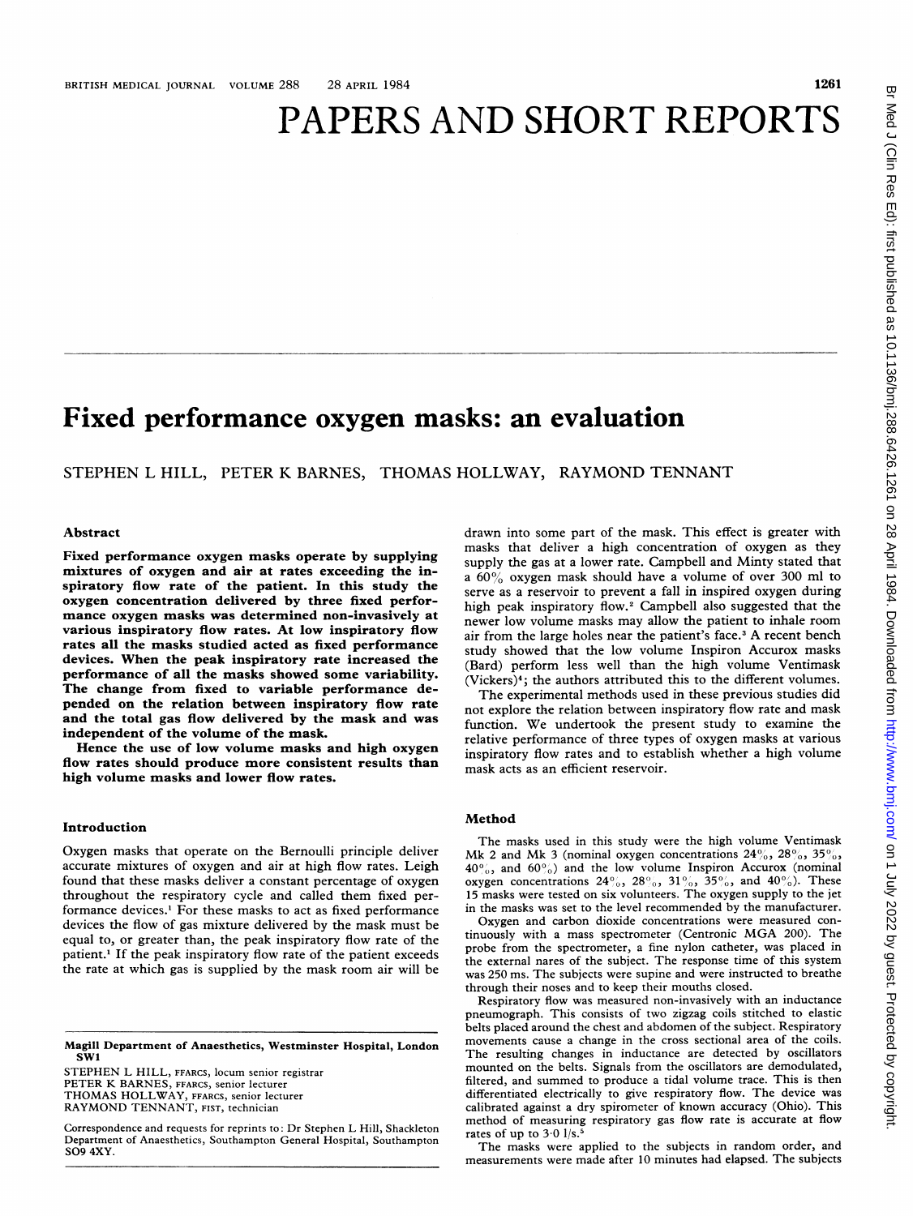# PAPERS AND SHORT REPORTS

## Fixed performance oxygen masks: an evaluation

STEPHEN L HILL, PETER K BARNES, THOMAS HOLLWAY, RAYMOND TENNANT

### Abstract

**Fixed performance oxygen masks operate by supplying mixtures of oxygen and air at rates exceeding the inspiratory flow rate of the patient. In this study the oxygen concentration delivered by three fixed performance oxygen masks was determined non-invasively at various inspiratory flow rates. At low inspiratory flow rates all the masks studied acted as fixed performance devices. When the peak inspiratory rate increased the performance of all the masks showed some variability. The change from fixed to variable performance depended on the relation between inspiratory flow rate and the total gas flow delivered by the mask and was independent of the volume of the mask.**

**Hence the use of low volume masks and high oxygen flow rates should produce more consistent results than high volume masks and lower flow rates.**

### Introduction

Oxygen masks that operate on the Bernoulli principle deliver accurate mixtures of oxygen and air at high flow rates. Leigh found that these masks deliver a constant percentage of oxygen throughout the respiratory cycle and called them fixed performance devices.[1] For these masks to act as fixed performance devices the flow of gas mixture delivered by the mask must be equal to, or greater than, the peak inspiratory flow rate of the patient.[1] If the peak inspiratory flow rate of the patient exceeds the rate at which gas is supplied by the mask room air will be drawn into some part of the mask. This effect is greater with masks that deliver a high concentration of oxygen as they supply the gas at a lower rate. Campbell and Minty stated that a 60% oxygen mask should have a volume of over 300 ml to serve as a reservoir to prevent a fall in inspired oxygen during high peak inspiratory flow.[2] Campbell also suggested that the newer low volume masks may allow the patient to inhale room air from the large holes near the patient's face.[3] A recent bench study showed that the low volume Inspiron Accurox masks (Bard) perform less well than the high volume Ventimask (Vickers)[4]; the authors attributed this to the different volumes.

The experimental methods used in these previous studies did not explore the relation between inspiratory flow rate and mask function. We undertook the present study to examine the relative performance of three types of oxygen masks at various inspiratory flow rates and to establish whether a high volume mask acts as an efficient reservoir.

### Method

The masks used in this study were the high volume Ventimask Mk 2 and Mk 3 (nominal oxygen concentrations 24%, 28%, 35%, 40%, and 60%) and the low volume Inspiron Accurox (nominal oxygen concentrations 24%, 28%, 31%, 35%, and 40%). These 15 masks were tested on six volunteers. The oxygen supply to the jet in the masks was set to the level recommended by the manufacturer.

Oxygen and carbon dioxide concentrations were measured continuously with a mass spectrometer (Centronic MGA 200). The probe from the spectrometer, a fine nylon catheter, was placed in the external nares of the subject. The response time of this system was 250 ms. The subjects were supine and were instructed to breathe through their noses and to keep their mouths closed.

Respiratory flow was measured non-invasively with an inductance pneumograph. This consists of two zigzag coils stitched to elastic belts placed around the chest and abdomen of the subject. Respiratory movements cause a change in the cross sectional area of the coils. The resulting changes in inductance are detected by oscillators mounted on the belts. Signals from the oscillators are demodulated, filtered, and summed to produce a tidal volume trace. This is then differentiated electrically to give respiratory flow. The device was calibrated against a dry spirometer of known accuracy (Ohio). This method of measuring respiratory gas flow rate is accurate at flow rates of up to 3·0 l/s.[5]

The masks were applied to the subjects in random order, and measurements were made after 10 minutes had elapsed. The subjects

---

**Magill Department of Anaesthetics, Westminster Hospital, London SW1**

STEPHEN L HILL, FFARCS, locum senior registrar
PETER K BARNES, FFARCS, senior lecturer
THOMAS HOLLWAY, FFARCS, senior lecturer
RAYMOND TENNANT, FIST, technician

Correspondence and requests for reprints to: Dr Stephen L Hill, Shackleton Department of Anaesthetics, Southampton General Hospital, Southampton SO9 4XY.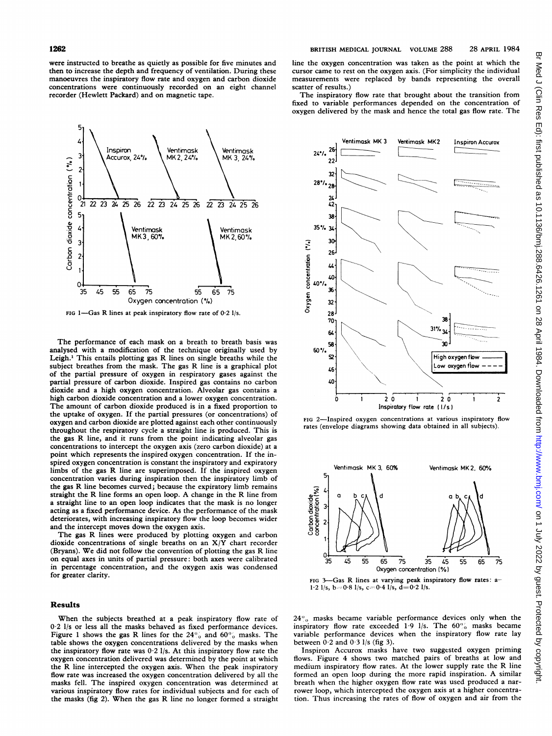were instructed to breathe as quietly as possible for five minutes and then to increase the depth and frequency of ventilation. During these manoeuvres the inspiratory flow rate and oxygen and carbon dioxide concentrations were continuously recorded on an eight channel recorder (Hewlett Packard) and on magnetic tape.

FIG 1—Gas R lines at peak inspiratory flow rate of 0·2 l/s.

The performance of each mask on a breath to breath basis was analysed with a modification of the technique originally used by Leigh.[1] This entails plotting gas R lines on single breaths while the subject breathes from the mask. The gas R line is a graphical plot of the partial pressure of oxygen in respiratory gases against the partial pressure of carbon dioxide. Inspired gas contains no carbon dioxide and a high oxygen concentration. Alveolar gas contains a high carbon dioxide concentration and a lower oxygen concentration. The amount of carbon dioxide produced is in a fixed proportion to the uptake of oxygen. If the partial pressures (or concentrations) of oxygen and carbon dioxide are plotted against each other continuously throughout the respiratory cycle a straight line is produced. This is the gas R line, and it runs from the point indicating alveolar gas concentrations to intercept the oxygen axis (zero carbon dioxide) at a point which represents the inspired oxygen concentration. If the inspired oxygen concentration is constant the inspiratory and expiratory limbs of the gas R line are superimposed. If the inspired oxygen concentration varies during inspiration then the inspiratory limb of the gas R line becomes curved; because the expiratory limb remains straight the R line forms an open loop. A change in the R line from a straight line to an open loop indicates that the mask is no longer acting as a fixed performance device. As the performance of the mask deteriorates, with increasing inspiratory flow the loop becomes wider and the intercept moves down the oxygen axis.

The gas R lines were produced by plotting oxygen and carbon dioxide concentrations of single breaths on an X/Y chart recorder (Bryans). We did not follow the convention of plotting the gas R line on equal axes in units of partial pressure: both axes were calibrated in percentage concentration, and the oxygen axis was condensed for greater clarity.

## Results

When the subjects breathed at a peak inspiratory flow rate of 0·2 l/s or less all the masks behaved as fixed performance devices. Figure 1 shows the gas R lines for the 24% and 60% masks. The table shows the oxygen concentrations delivered by the masks when the inspiratory flow rate was 0·2 l/s. At this inspiratory flow rate the oxygen concentration delivered was determined by the point at which the R line intercepted the oxygen axis. When the peak inspiratory flow rate was increased the oxygen concentration delivered by all the masks fell. The inspired oxygen concentration was determined at various inspiratory flow rates for individual subjects and for each of the masks (fig 2). When the gas R line no longer formed a straight line the oxygen concentration was taken as the point at which the cursor came to rest on the oxygen axis. (For simplicity the individual measurements were replaced by bands representing the overall scatter of results.)

The inspiratory flow rate that brought about the transition from fixed to variable performances depended on the concentration of oxygen delivered by the mask and hence the total gas flow rate. The

FIG 2—Inspired oxygen concentrations at various inspiratory flow rates (envelope diagrams showing data obtained in all subjects).

FIG 3—Gas R lines at varying peak inspiratory flow rates: a=1·2 l/s, b=0·8 l/s, c=0·4 l/s, d=0·2 l/s.

24% masks became variable performance devices only when the inspiratory flow rate exceeded 1·9 l/s. The 60% masks became variable performance devices when the inspiratory flow rate lay between 0·2 and 0·3 l/s (fig 3).

Inspiron Accurox masks have two suggested oxygen priming flows. Figure 4 shows two matched pairs of breaths at low and medium inspiratory flow rates. At the lower supply rate the R line formed an open loop during the more rapid inspiration. A similar breath when the higher oxygen flow rate was used produced a narrower loop, which intercepted the oxygen axis at a higher concentration. Thus increasing the rates of flow of oxygen and air from the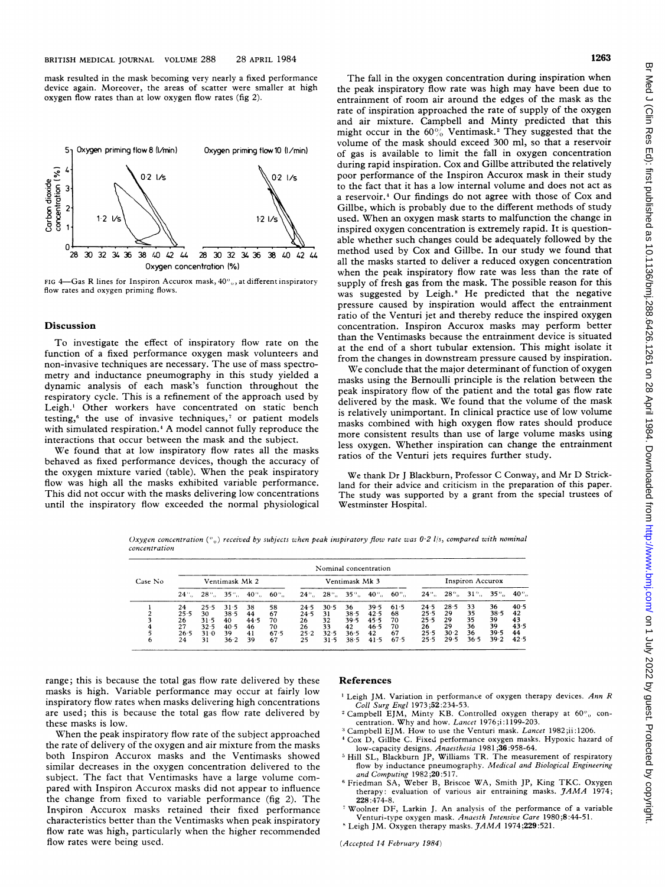mask resulted in the mask becoming very nearly a fixed performance device again. Moreover, the areas of scatter were smaller at high oxygen flow rates than at low oxygen flow rates (fig 2).

Oxygen priming flow 8 (l/min)

Oxygen priming flow 10 (l/min)

Carbon dioxide concentration (%)

0·2 l/s

1·2 l/s

Oxygen concentration (%)

FIG 4—Gas R lines for Inspiron Accurox mask, 40%, at different inspiratory flow rates and oxygen priming flows.

## Discussion

To investigate the effect of inspiratory flow rate on the function of a fixed performance oxygen mask volunteers and non-invasive techniques are necessary. The use of mass spectrometry and inductance pneumography in this study yielded a dynamic analysis of each mask's function throughout the respiratory cycle. This is a refinement of the approach used by Leigh.[1] Other workers have concentrated on static bench testing,[6] the use of invasive techniques,[7] or patient models with simulated respiration.[4] A model cannot fully reproduce the interactions that occur between the mask and the subject.

We found that at low inspiratory flow rates all the masks behaved as fixed performance devices, though the accuracy of the oxygen mixture varied (table). When the peak inspiratory flow was high all the masks exhibited variable performance. This did not occur with the masks delivering low concentrations until the inspiratory flow exceeded the normal physiological range; this is because the total gas flow rate delivered by these masks is high. Variable performance may occur at fairly low inspiratory flow rates when masks delivering high concentrations are used; this is because the total gas flow rate delivered by these masks is low.

When the peak inspiratory flow rate of the subject approached the rate of delivery of the oxygen and air mixture from the masks both Inspiron Accurox masks and the Ventimasks showed similar decreases in the oxygen concentration delivered to the subject. The fact that Ventimasks have a large volume compared with Inspiron Accurox masks did not appear to influence the change from fixed to variable performance (fig 2). The Inspiron Accurox masks retained their fixed performance characteristics better than the Ventimasks when peak inspiratory flow rate was high, particularly when the higher recommended flow rates were being used.

The fall in the oxygen concentration during inspiration when the peak inspiratory flow rate was high may have been due to entrainment of room air around the edges of the mask as the rate of inspiration approached the rate of supply of the oxygen and air mixture. Campbell and Minty predicted that this might occur in the 60% Ventimask.[2] They suggested that the volume of the mask should exceed 300 ml, so that a reservoir of gas is available to limit the fall in oxygen concentration during rapid inspiration. Cox and Gillbe attributed the relatively poor performance of the Inspiron Accurox mask in their study to the fact that it has a low internal volume and does not act as a reservoir.[4] Our findings do not agree with those of Cox and Gillbe, which is probably due to the different methods of study used. When an oxygen mask starts to malfunction the change in inspired oxygen concentration is extremely rapid. It is questionable whether such changes could be adequately followed by the method used by Cox and Gillbe. In our study we found that all the masks started to deliver a reduced oxygen concentration when the peak inspiratory flow rate was less than the rate of supply of fresh gas from the mask. The possible reason for this was suggested by Leigh.[8] He predicted that the negative pressure caused by inspiration would affect the entrainment ratio of the Venturi jet and thereby reduce the inspired oxygen concentration. Inspiron Accurox masks may perform better than the Ventimasks because the entrainment device is situated at the end of a short tubular extension. This might isolate it from the changes in downstream pressure caused by inspiration.

We conclude that the major determinant of function of oxygen masks using the Bernoulli principle is the relation between the peak inspiratory flow of the patient and the total gas flow rate delivered by the mask. We found that the volume of the mask is relatively unimportant. In clinical practice use of low volume masks combined with high oxygen flow rates should produce more consistent results than use of large volume masks using less oxygen. Whether inspiration can change the entrainment ratios of the Venturi jets requires further study.

We thank Dr J Blackburn, Professor C Conway, and Mr D Strickland for their advice and criticism in the preparation of this paper. The study was supported by a grant from the special trustees of Westminster Hospital.

*Oxygen concentration (%) received by subjects when peak inspiratory flow rate was 0·2 l/s, compared with nominal concentration*

| Case No | Nominal concentration | | | | | | | | | | | | | | |
|---|---|---|---|---|---|---|---|---|---|---|---|---|---|---|---|
| | Ventimask Mk 2 | | | | | Ventimask Mk 3 | | | | | Inspiron Accurox | | | | |
| | 24% | 28% | 35% | 40% | 60% | 24% | 28% | 35% | 40% | 60% | 24% | 28% | 31% | 35% | 40% |
| 1 | 24 | 25·5 | 31·5 | 38 | 58 | 24·5 | 30·5 | 36 | 39·5 | 61·5 | 24·5 | 28·5 | 33 | 36 | 40·5 |
| 2 | 25·5 | 30 | 38·5 | 44 | 67 | 24·5 | 31 | 38·5 | 42·5 | 68 | 25·5 | 29 | 35 | 38·5 | 42 |
| 3 | 26 | 31·5 | 40 | 44·5 | 70 | 26 | 32 | 39·5 | 45·5 | 70 | 25·5 | 29 | 35 | 39 | 43 |
| 4 | 27 | 32·5 | 40·5 | 46 | 70 | 26 | 33 | 42 | 46·5 | 70 | 26 | 29 | 36 | 39 | 43·5 |
| 5 | 26·5 | 31·0 | 39 | 41 | 67·5 | 25·2 | 32·5 | 36·5 | 42 | 67 | 25·5 | 30·2 | 36 | 39·5 | 44 |
| 6 | 24 | 31 | 36·2 | 39 | 67 | 25 | 31·5 | 38·5 | 41·5 | 67·5 | 25·5 | 29·5 | 36·5 | 39·2 | 42·5 |

## References

1. Leigh JM. Variation in performance of oxygen therapy devices. *Ann R Coll Surg Engl* 1973;**52**:234-53.
2. Campbell EJM, Minty KB. Controlled oxygen therapy at 60% concentration. Why and how. *Lancet* 1976;i:1199-203.
3. Campbell EJM. How to use the Venturi mask. *Lancet* 1982;ii:1206.
4. Cox D, Gillbe C. Fixed performance oxygen masks. Hypoxic hazard of low-capacity designs. *Anaesthesia* 1981;**36**:958-64.
5. Hill SL, Blackburn JP, Williams TR. The measurement of respiratory flow by inductance pneumography. *Medical and Biological Engineering and Computing* 1982;**20**:517.
6. Friedman SA, Weber B, Briscoe WA, Smith JP, King TKC. Oxygen therapy: evaluation of various air entraining masks. *JAMA* 1974; **228**:474-8.
7. Woolner DF, Larkin J. An analysis of the performance of a variable Venturi-type oxygen mask. *Anaesth Intensive Care* 1980;**8**:44-51.
8. Leigh JM. Oxygen therapy masks. *JAMA* 1974;**229**:521.

*(Accepted 14 February 1984)*